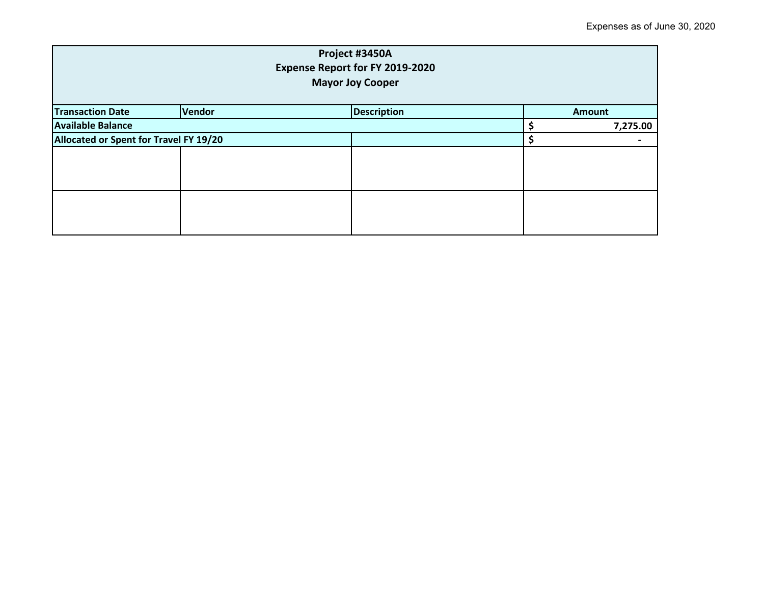Expenses as of June 30, 2020

| Project #3450A<br>Expense Report for FY 2019-2020<br>Mayor Joy Cooper | | | |
|---|---|---|---|
| **Transaction Date** | **Vendor** | **Description** | **Amount** |
| **Available Balance** | | | **$ 7,275.00** |
| **Allocated or Spent for Travel FY 19/20** | | | **$ -** |
| | | | |
| | | | |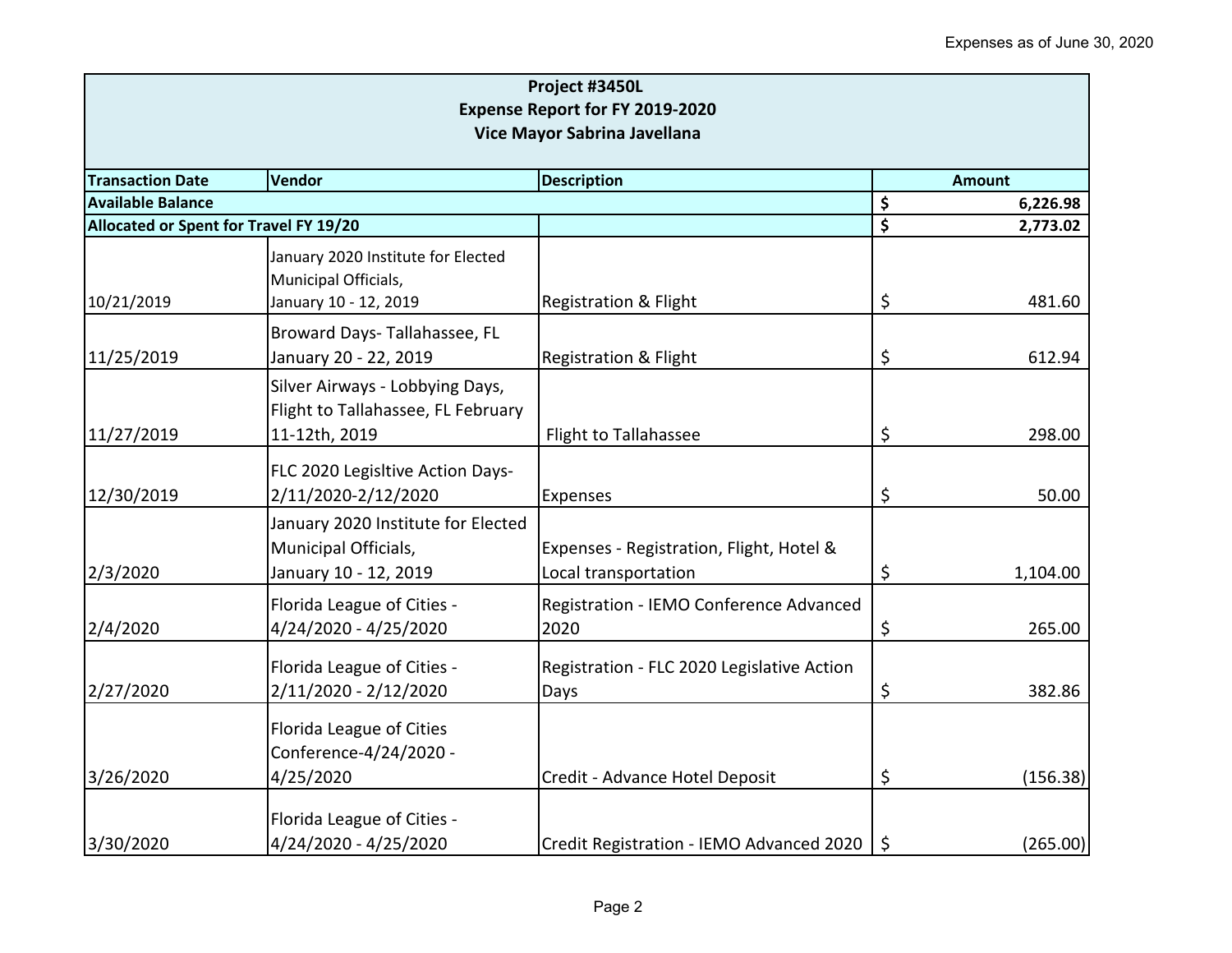Expenses as of June 30, 2020

| Project #3450L<br>Expense Report for FY 2019-2020<br>Vice Mayor Sabrina Javellana | | | |
|---|---|---|---|
| **Transaction Date** | **Vendor** | **Description** | **Amount** |
| **Available Balance** | | | **$ 6,226.98** |
| **Allocated or Spent for Travel FY 19/20** | | | **$ 2,773.02** |
| 10/21/2019 | January 2020 Institute for Elected Municipal Officials, January 10 - 12, 2019 | Registration & Flight | $ 481.60 |
| 11/25/2019 | Broward Days- Tallahassee, FL January 20 - 22, 2019 | Registration & Flight | $ 612.94 |
| 11/27/2019 | Silver Airways - Lobbying Days, Flight to Tallahassee, FL February 11-12th, 2019 | Flight to Tallahassee | $ 298.00 |
| 12/30/2019 | FLC 2020 Legisltive Action Days- 2/11/2020-2/12/2020 | Expenses | $ 50.00 |
| 2/3/2020 | January 2020 Institute for Elected Municipal Officials, January 10 - 12, 2019 | Expenses - Registration, Flight, Hotel & Local transportation | $ 1,104.00 |
| 2/4/2020 | Florida League of Cities - 4/24/2020 - 4/25/2020 | Registration - IEMO Conference Advanced 2020 | $ 265.00 |
| 2/27/2020 | Florida League of Cities - 2/11/2020 - 2/12/2020 | Registration - FLC 2020 Legislative Action Days | $ 382.86 |
| 3/26/2020 | Florida League of Cities Conference-4/24/2020 - 4/25/2020 | Credit - Advance Hotel Deposit | $ (156.38) |
| 3/30/2020 | Florida League of Cities - 4/24/2020 - 4/25/2020 | Credit Registration - IEMO Advanced 2020 | $ (265.00) |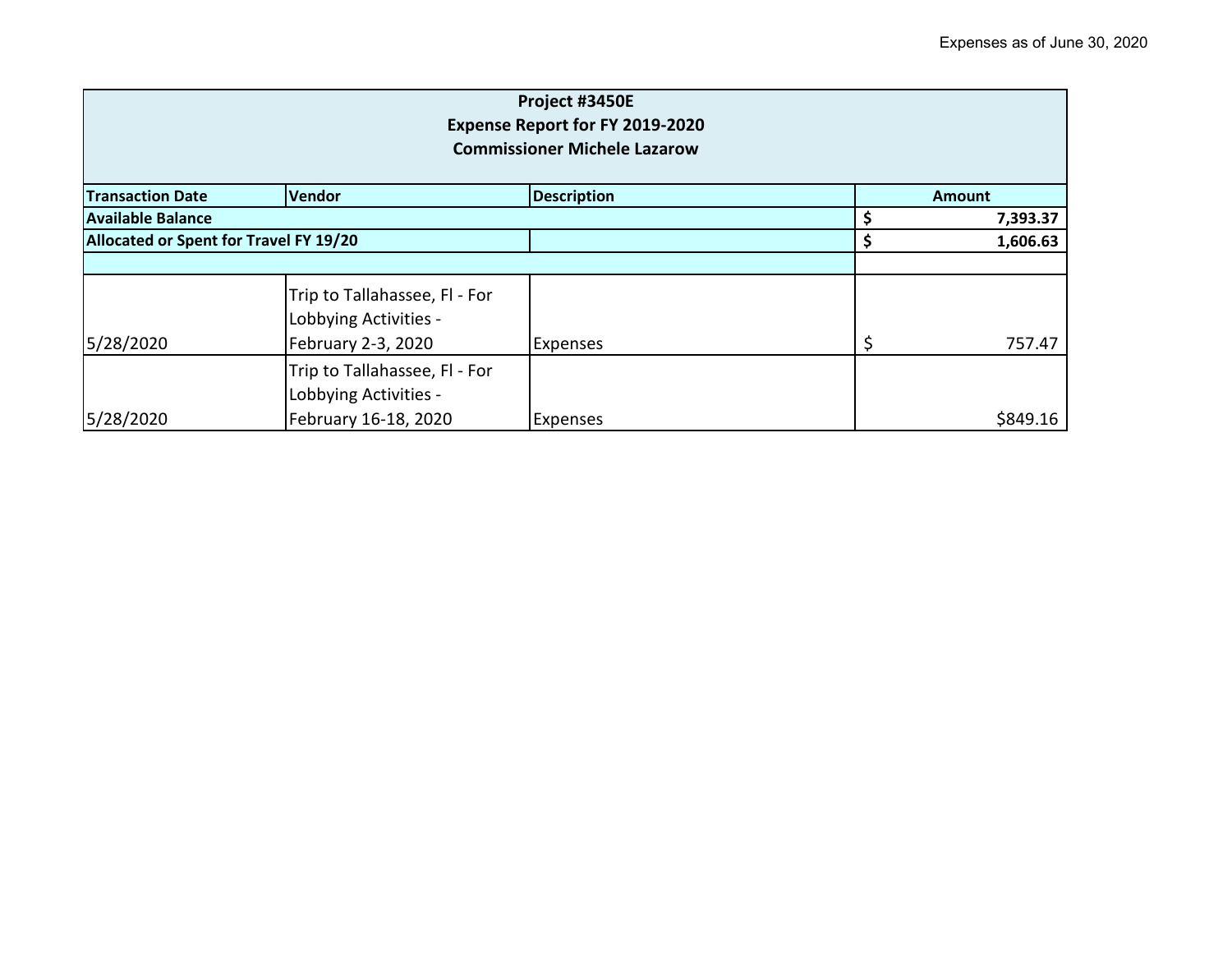Expenses as of June 30, 2020

| Project #3450E<br>Expense Report for FY 2019-2020<br>Commissioner Michele Lazarow | | | |
|---|---|---|---|
| **Transaction Date** | **Vendor** | **Description** | **Amount** |
| **Available Balance** | | | **$ 7,393.37** |
| **Allocated or Spent for Travel FY 19/20** | | | **$ 1,606.63** |
| | | | |
| 5/28/2020 | Trip to Tallahassee, Fl - For Lobbying Activities - February 2-3, 2020 | Expenses | $ 757.47 |
| 5/28/2020 | Trip to Tallahassee, Fl - For Lobbying Activities - February 16-18, 2020 | Expenses | $849.16 |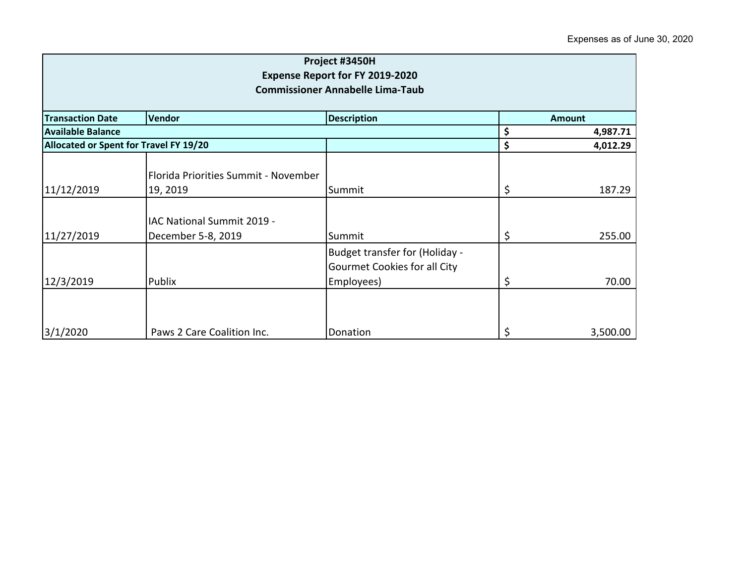Expenses as of June 30, 2020

| Project #3450H<br>Expense Report for FY 2019-2020<br>Commissioner Annabelle Lima-Taub | | | |
|---|---|---|---|
| **Transaction Date** | **Vendor** | **Description** | **Amount** |
| **Available Balance** | | | **$ 4,987.71** |
| **Allocated or Spent for Travel FY 19/20** | | | **$ 4,012.29** |
| 11/12/2019 | Florida Priorities Summit - November 19, 2019 | Summit | $ 187.29 |
| 11/27/2019 | IAC National Summit 2019 - December 5-8, 2019 | Summit | $ 255.00 |
| 12/3/2019 | Publix | Budget transfer for (Holiday - Gourmet Cookies for all City Employees) | $ 70.00 |
| 3/1/2020 | Paws 2 Care Coalition Inc. | Donation | $ 3,500.00 |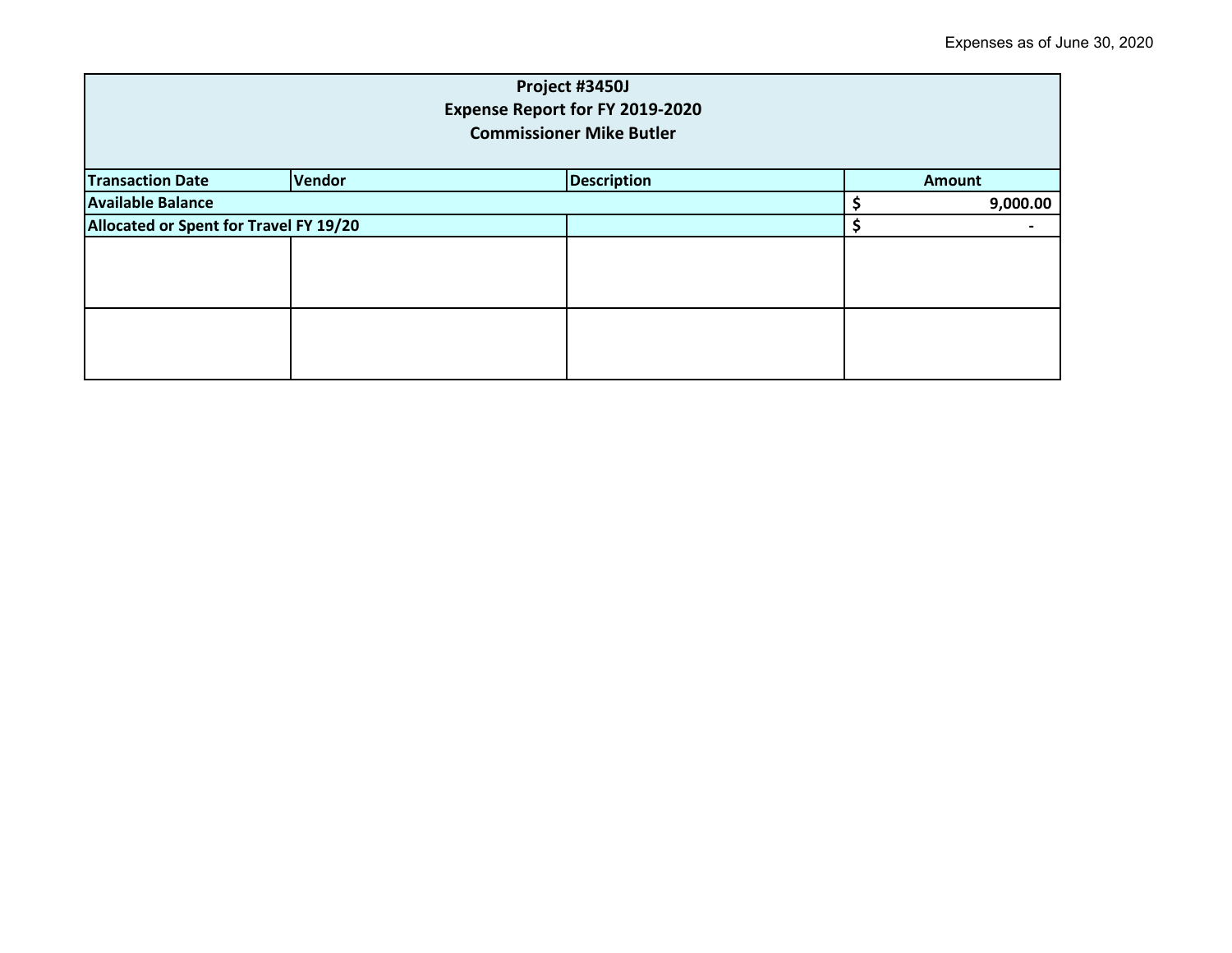Expenses as of June 30, 2020

| Project #3450J<br>Expense Report for FY 2019-2020<br>Commissioner Mike Butler | | | |
|---|---|---|---|
| **Transaction Date** | **Vendor** | **Description** | **Amount** |
| **Available Balance** | | | **$ 9,000.00** |
| **Allocated or Spent for Travel FY 19/20** | | | **$ -** |
| | | | |
| | | | |